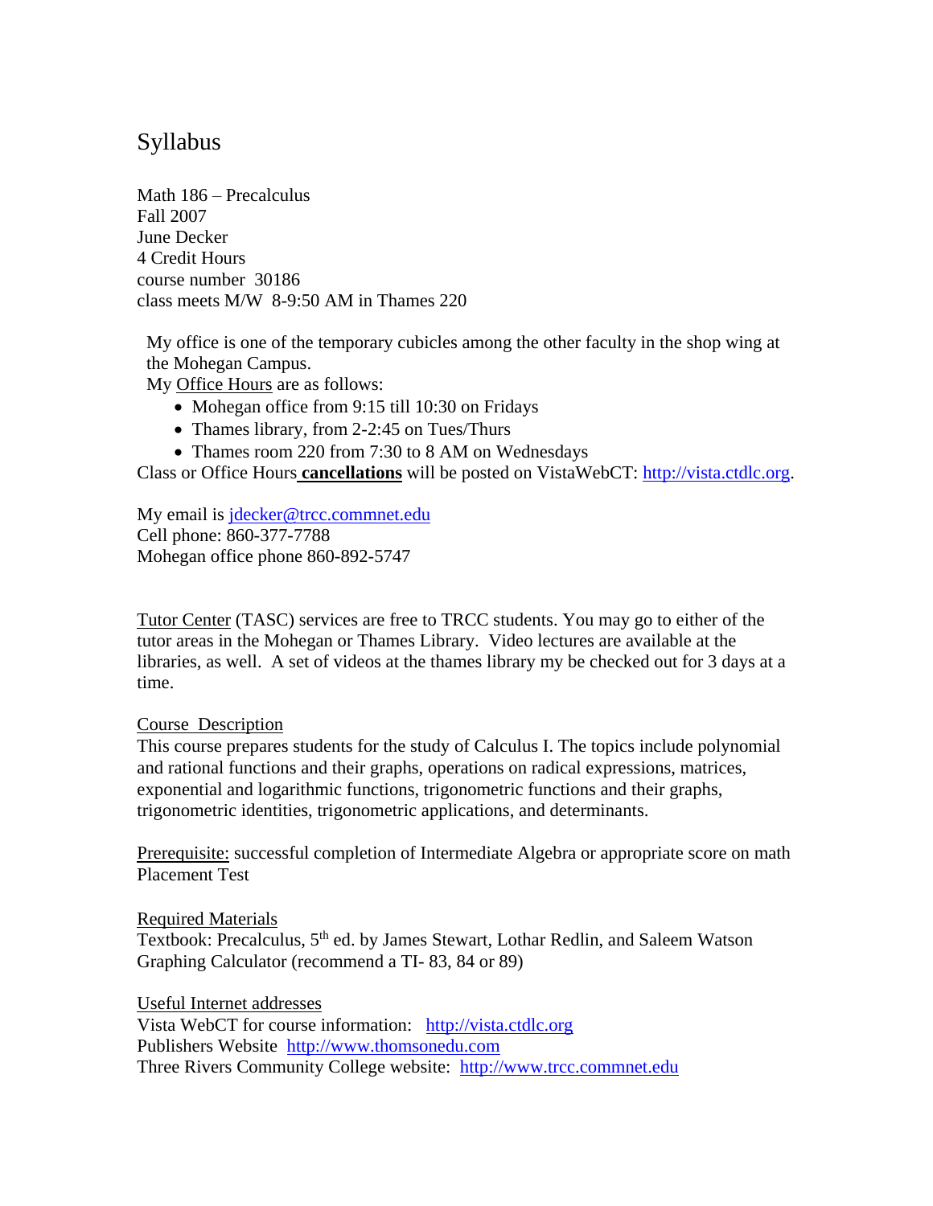# Syllabus

Math 186 – Precalculus
Fall 2007
June Decker
4 Credit Hours
course number 30186
class meets M/W 8-9:50 AM in Thames 220

My office is one of the temporary cubicles among the other faculty in the shop wing at the Mohegan Campus.
My Office Hours are as follows:

- Mohegan office from 9:15 till 10:30 on Fridays
- Thames library, from 2-2:45 on Tues/Thurs
- Thames room 220 from 7:30 to 8 AM on Wednesdays

Class or Office Hours **cancellations** will be posted on VistaWebCT: http://vista.ctdlc.org.

My email is jdecker@trcc.commnet.edu
Cell phone: 860-377-7788
Mohegan office phone 860-892-5747

Tutor Center (TASC) services are free to TRCC students. You may go to either of the tutor areas in the Mohegan or Thames Library. Video lectures are available at the libraries, as well. A set of videos at the thames library my be checked out for 3 days at a time.

Course Description
This course prepares students for the study of Calculus I. The topics include polynomial and rational functions and their graphs, operations on radical expressions, matrices, exponential and logarithmic functions, trigonometric functions and their graphs, trigonometric identities, trigonometric applications, and determinants.

Prerequisite: successful completion of Intermediate Algebra or appropriate score on math Placement Test

Required Materials
Textbook: Precalculus, 5th ed. by James Stewart, Lothar Redlin, and Saleem Watson
Graphing Calculator (recommend a TI- 83, 84 or 89)

Useful Internet addresses
Vista WebCT for course information: http://vista.ctdlc.org
Publishers Website http://www.thomsonedu.com
Three Rivers Community College website: http://www.trcc.commnet.edu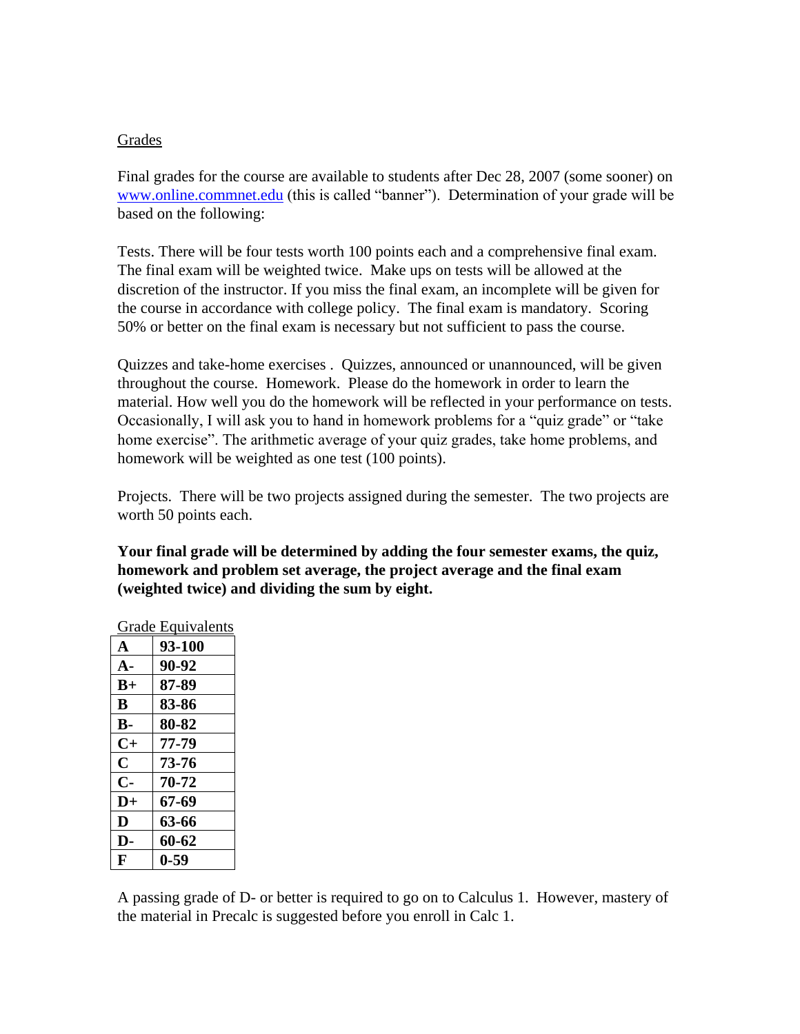## Grades

Final grades for the course are available to students after Dec 28, 2007 (some sooner) on [www.online.commnet.edu](http://www.online.commnet.edu) (this is called "banner"). Determination of your grade will be based on the following:

Tests. There will be four tests worth 100 points each and a comprehensive final exam. The final exam will be weighted twice. Make ups on tests will be allowed at the discretion of the instructor. If you miss the final exam, an incomplete will be given for the course in accordance with college policy. The final exam is mandatory. Scoring 50% or better on the final exam is necessary but not sufficient to pass the course.

Quizzes and take-home exercises . Quizzes, announced or unannounced, will be given throughout the course. Homework. Please do the homework in order to learn the material. How well you do the homework will be reflected in your performance on tests. Occasionally, I will ask you to hand in homework problems for a "quiz grade" or "take home exercise". The arithmetic average of your quiz grades, take home problems, and homework will be weighted as one test (100 points).

Projects. There will be two projects assigned during the semester. The two projects are worth 50 points each.

**Your final grade will be determined by adding the four semester exams, the quiz, homework and problem set average, the project average and the final exam (weighted twice) and dividing the sum by eight.**

Grade Equivalents

| | |
|---|---|
| **A** | **93-100** |
| **A-** | **90-92** |
| **B+** | **87-89** |
| **B** | **83-86** |
| **B-** | **80-82** |
| **C+** | **77-79** |
| **C** | **73-76** |
| **C-** | **70-72** |
| **D+** | **67-69** |
| **D** | **63-66** |
| **D-** | **60-62** |
| **F** | **0-59** |

A passing grade of D- or better is required to go on to Calculus 1. However, mastery of the material in Precalc is suggested before you enroll in Calc 1.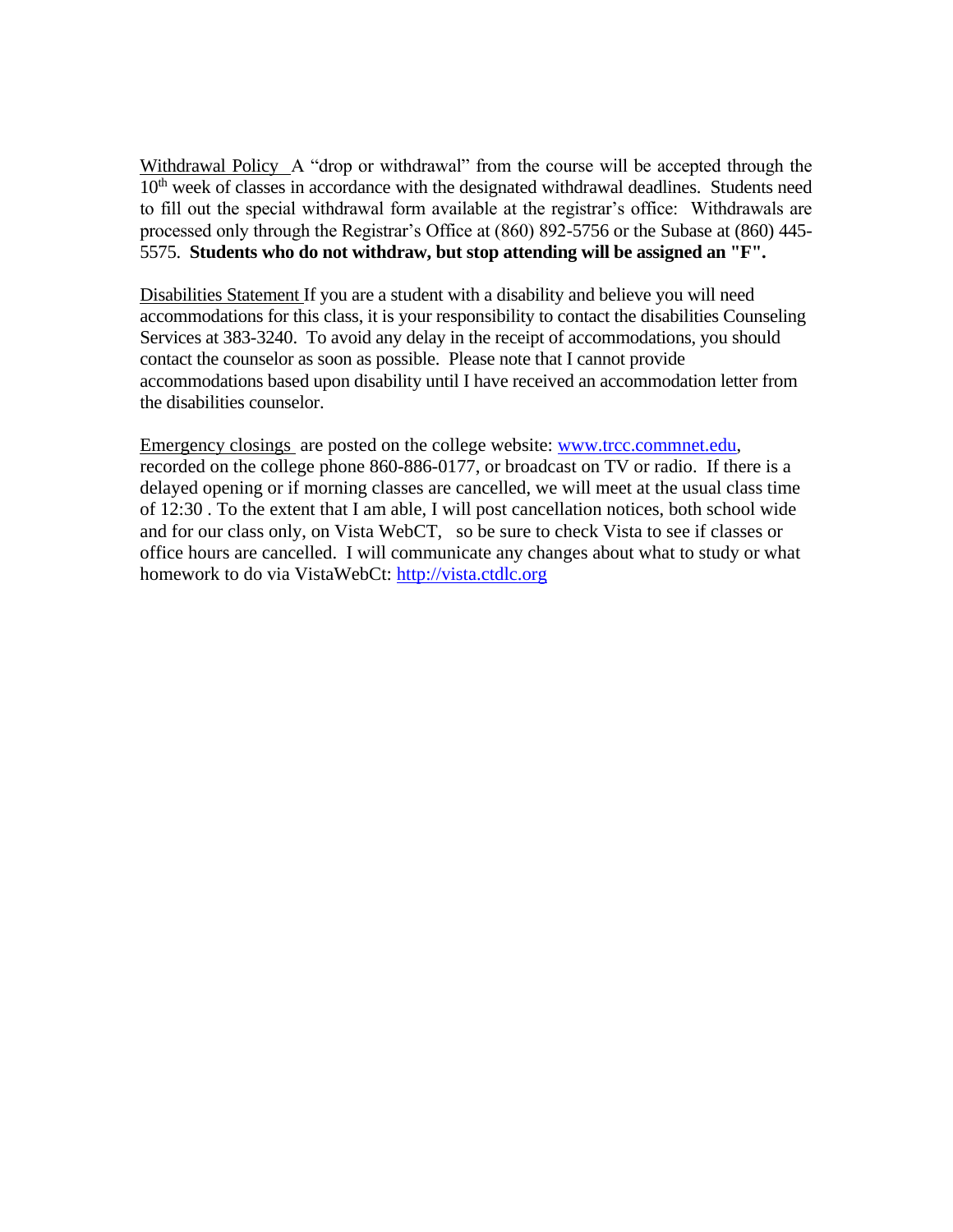Withdrawal Policy A "drop or withdrawal" from the course will be accepted through the 10th week of classes in accordance with the designated withdrawal deadlines. Students need to fill out the special withdrawal form available at the registrar's office: Withdrawals are processed only through the Registrar's Office at (860) 892-5756 or the Subase at (860) 445-5575. **Students who do not withdraw, but stop attending will be assigned an "F".**

Disabilities Statement If you are a student with a disability and believe you will need accommodations for this class, it is your responsibility to contact the disabilities Counseling Services at 383-3240. To avoid any delay in the receipt of accommodations, you should contact the counselor as soon as possible. Please note that I cannot provide accommodations based upon disability until I have received an accommodation letter from the disabilities counselor.

Emergency closings are posted on the college website: www.trcc.commnet.edu, recorded on the college phone 860-886-0177, or broadcast on TV or radio. If there is a delayed opening or if morning classes are cancelled, we will meet at the usual class time of 12:30 . To the extent that I am able, I will post cancellation notices, both school wide and for our class only, on Vista WebCT, so be sure to check Vista to see if classes or office hours are cancelled. I will communicate any changes about what to study or what homework to do via VistaWebCt: http://vista.ctdlc.org